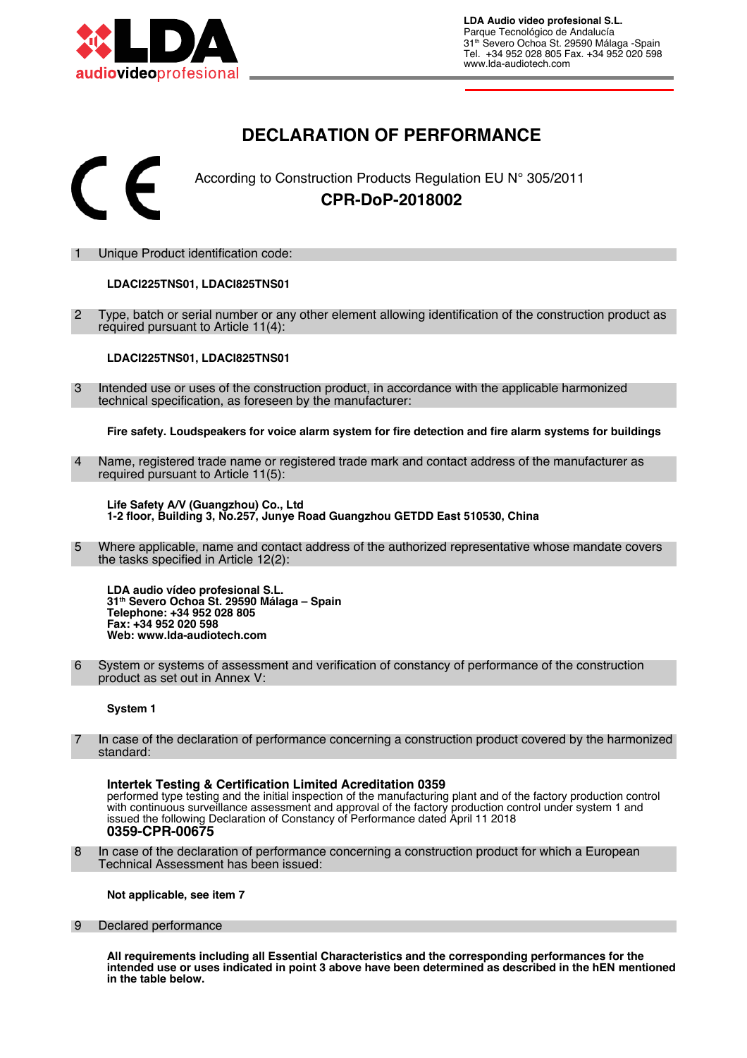LDA Audio video profesional S.L.
Parque Tecnológico de Andalucía
31th Severo Ochoa St. 29590 Málaga -Spain
Tel. +34 952 028 805 Fax. +34 952 020 598
www.lda-audiotech.com

# DECLARATION OF PERFORMANCE

According to Construction Products Regulation EU N° 305/2011

**CPR-DoP-2018002**

1 Unique Product identification code:

**LDACI225TNS01, LDACI825TNS01**

2 Type, batch or serial number or any other element allowing identification of the construction product as required pursuant to Article 11(4):

**LDACI225TNS01, LDACI825TNS01**

3 Intended use or uses of the construction product, in accordance with the applicable harmonized technical specification, as foreseen by the manufacturer:

**Fire safety. Loudspeakers for voice alarm system for fire detection and fire alarm systems for buildings**

4 Name, registered trade name or registered trade mark and contact address of the manufacturer as required pursuant to Article 11(5):

**Life Safety A/V (Guangzhou) Co., Ltd**
**1-2 floor, Building 3, No.257, Junye Road Guangzhou GETDD East 510530, China**

5 Where applicable, name and contact address of the authorized representative whose mandate covers the tasks specified in Article 12(2):

**LDA audio vídeo profesional S.L.**
**31th Severo Ochoa St. 29590 Málaga – Spain**
**Telephone: +34 952 028 805**
**Fax: +34 952 020 598**
**Web: www.lda-audiotech.com**

6 System or systems of assessment and verification of constancy of performance of the construction product as set out in Annex V:

**System 1**

7 In case of the declaration of performance concerning a construction product covered by the harmonized standard:

**Intertek Testing & Certification Limited Acreditation 0359**
performed type testing and the initial inspection of the manufacturing plant and of the factory production control with continuous surveillance assessment and approval of the factory production control under system 1 and issued the following Declaration of Constancy of Performance dated April 11 2018
**0359-CPR-00675**

8 In case of the declaration of performance concerning a construction product for which a European Technical Assessment has been issued:

**Not applicable, see item 7**

9 Declared performance

**All requirements including all Essential Characteristics and the corresponding performances for the intended use or uses indicated in point 3 above have been determined as described in the hEN mentioned in the table below.**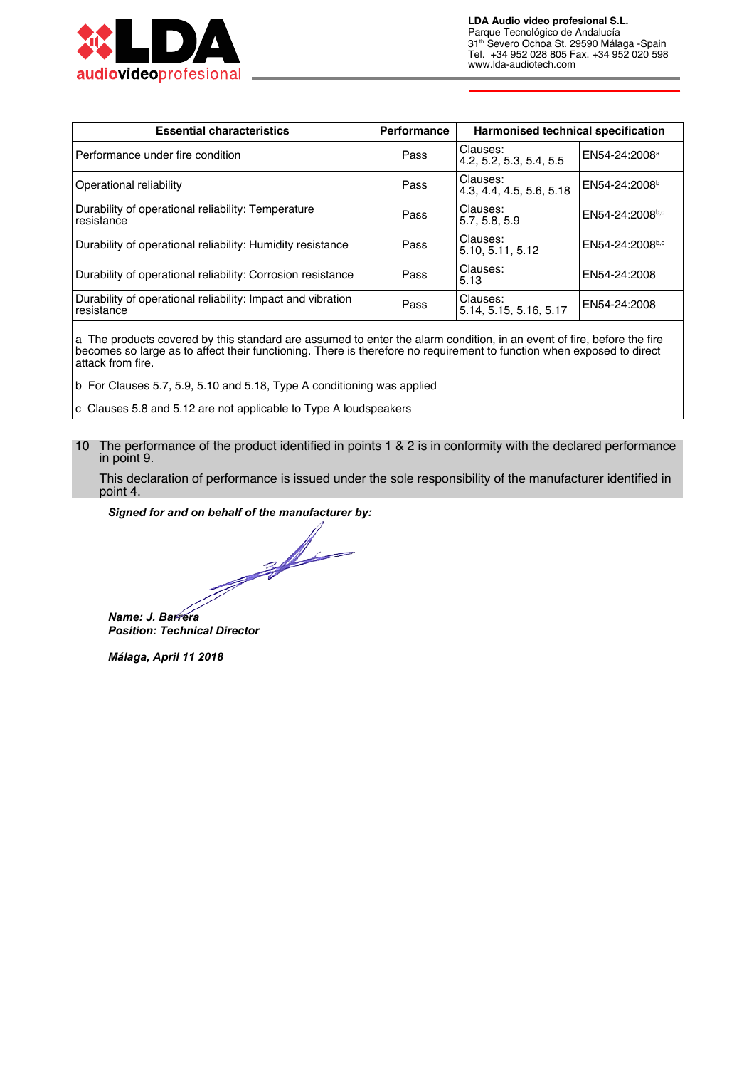| Essential characteristics | Performance | Harmonised technical specification | |
|---|---|---|---|
| Performance under fire condition | Pass | Clauses: 4.2, 5.2, 5.3, 5.4, 5.5 | EN54-24:2008[a] |
| Operational reliability | Pass | Clauses: 4.3, 4.4, 4.5, 5.6, 5.18 | EN54-24:2008[b] |
| Durability of operational reliability: Temperature resistance | Pass | Clauses: 5.7, 5.8, 5.9 | EN54-24:2008[b,c] |
| Durability of operational reliability: Humidity resistance | Pass | Clauses: 5.10, 5.11, 5.12 | EN54-24:2008[b,c] |
| Durability of operational reliability: Corrosion resistance | Pass | Clauses: 5.13 | EN54-24:2008 |
| Durability of operational reliability: Impact and vibration resistance | Pass | Clauses: 5.14, 5.15, 5.16, 5.17 | EN54-24:2008 |

a The products covered by this standard are assumed to enter the alarm condition, in an event of fire, before the fire becomes so large as to affect their functioning. There is therefore no requirement to function when exposed to direct attack from fire.

b For Clauses 5.7, 5.9, 5.10 and 5.18, Type A conditioning was applied

c Clauses 5.8 and 5.12 are not applicable to Type A loudspeakers

10 The performance of the product identified in points 1 & 2 is in conformity with the declared performance in point 9.

This declaration of performance is issued under the sole responsibility of the manufacturer identified in point 4.

***Signed for and on behalf of the manufacturer by:***

***Name: J. Barrera***
***Position: Technical Director***

***Málaga, April 11 2018***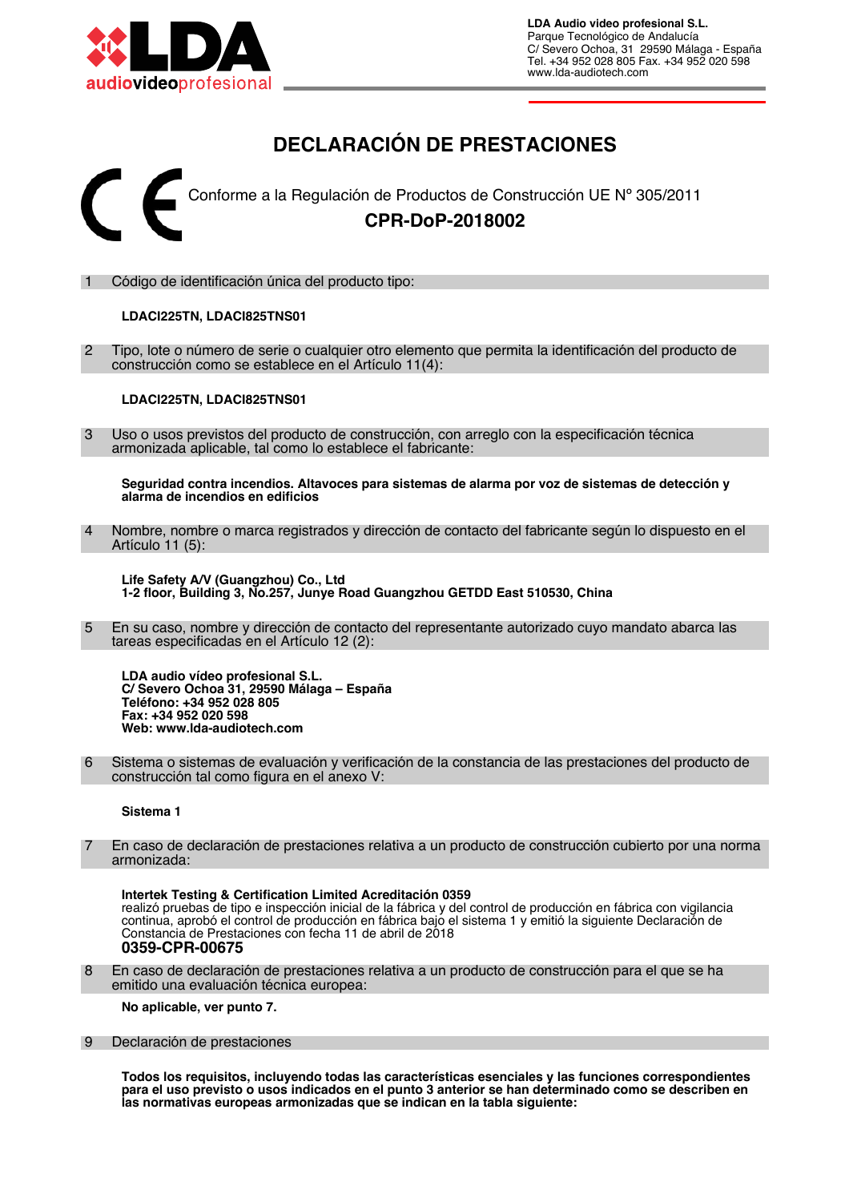LDA Audio video profesional S.L.
Parque Tecnológico de Andalucía
C/ Severo Ochoa, 31 29590 Málaga - España
Tel. +34 952 028 805 Fax. +34 952 020 598
www.lda-audiotech.com

# DECLARACIÓN DE PRESTACIONES

Conforme a la Regulación de Productos de Construcción UE Nº 305/2011

## CPR-DoP-2018002

1 Código de identificación única del producto tipo:

**LDACI225TN, LDACI825TNS01**

2 Tipo, lote o número de serie o cualquier otro elemento que permita la identificación del producto de construcción como se establece en el Artículo 11(4):

**LDACI225TN, LDACI825TNS01**

3 Uso o usos previstos del producto de construcción, con arreglo con la especificación técnica armonizada aplicable, tal como lo establece el fabricante:

**Seguridad contra incendios. Altavoces para sistemas de alarma por voz de sistemas de detección y alarma de incendios en edificios**

4 Nombre, nombre o marca registrados y dirección de contacto del fabricante según lo dispuesto en el Artículo 11 (5):

**Life Safety A/V (Guangzhou) Co., Ltd**
**1-2 floor, Building 3, No.257, Junye Road Guangzhou GETDD East 510530, China**

5 En su caso, nombre y dirección de contacto del representante autorizado cuyo mandato abarca las tareas especificadas en el Artículo 12 (2):

**LDA audio vídeo profesional S.L.**
**C/ Severo Ochoa 31, 29590 Málaga – España**
**Teléfono: +34 952 028 805**
**Fax: +34 952 020 598**
**Web: www.lda-audiotech.com**

6 Sistema o sistemas de evaluación y verificación de la constancia de las prestaciones del producto de construcción tal como figura en el anexo V:

**Sistema 1**

7 En caso de declaración de prestaciones relativa a un producto de construcción cubierto por una norma armonizada:

**Intertek Testing & Certification Limited Acreditación 0359**
realizó pruebas de tipo e inspección inicial de la fábrica y del control de producción en fábrica con vigilancia continua, aprobó el control de producción en fábrica bajo el sistema 1 y emitió la siguiente Declaración de Constancia de Prestaciones con fecha 11 de abril de 2018
**0359-CPR-00675**

8 En caso de declaración de prestaciones relativa a un producto de construcción para el que se ha emitido una evaluación técnica europea:

**No aplicable, ver punto 7.**

9 Declaración de prestaciones

**Todos los requisitos, incluyendo todas las características esenciales y las funciones correspondientes para el uso previsto o usos indicados en el punto 3 anterior se han determinado como se describen en las normativas europeas armonizadas que se indican en la tabla siguiente:**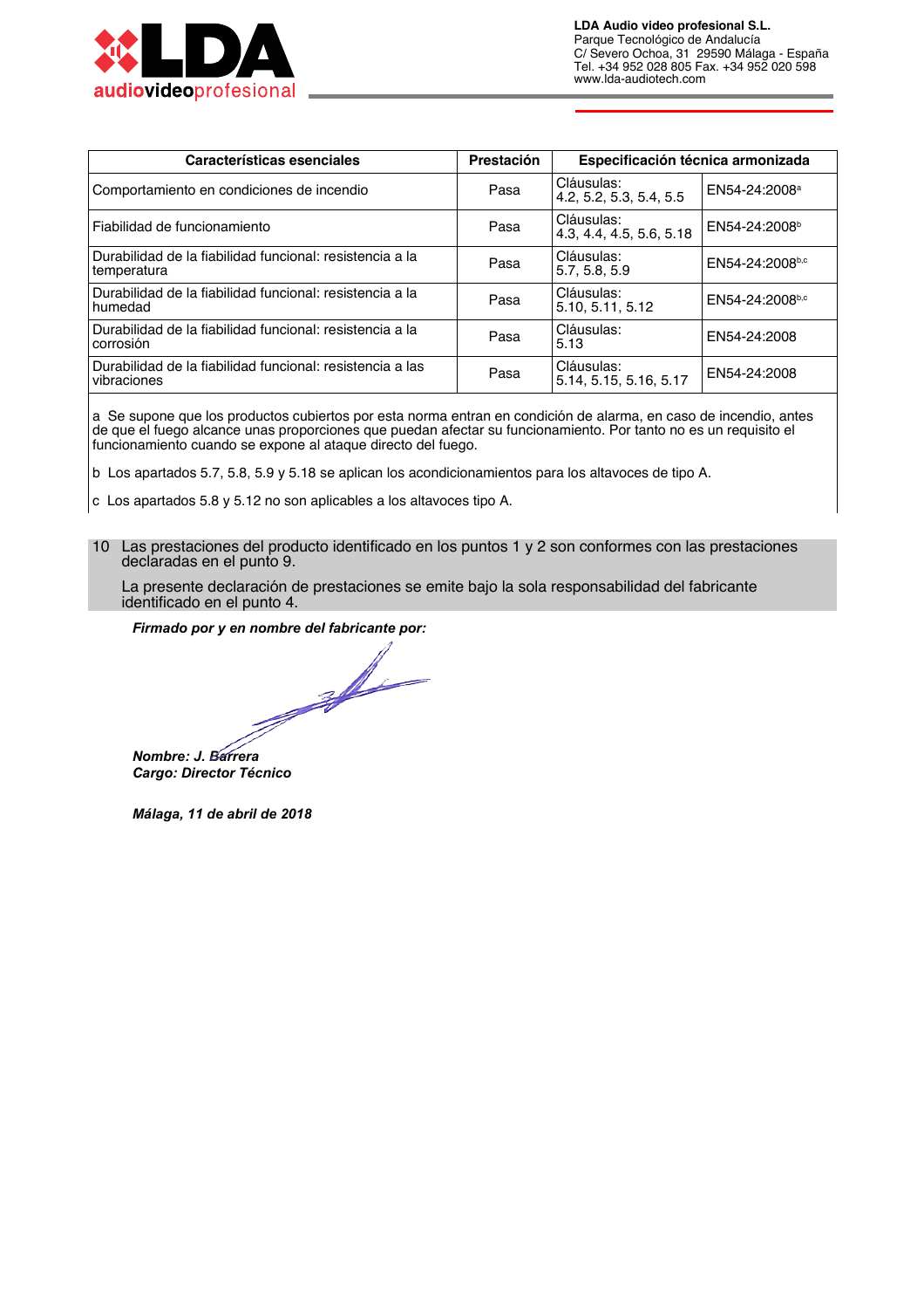**LDA Audio video profesional S.L.**
Parque Tecnológico de Andalucía
C/ Severo Ochoa, 31 29590 Málaga - España
Tel. +34 952 028 805 Fax. +34 952 020 598
www.lda-audiotech.com

| Características esenciales | Prestación | Especificación técnica armonizada | |
|---|---|---|---|
| Comportamiento en condiciones de incendio | Pasa | Cláusulas: 4.2, 5.2, 5.3, 5.4, 5.5 | EN54-24:2008[a] |
| Fiabilidad de funcionamiento | Pasa | Cláusulas: 4.3, 4.4, 4.5, 5.6, 5.18 | EN54-24:2008[b] |
| Durabilidad de la fiabilidad funcional: resistencia a la temperatura | Pasa | Cláusulas: 5.7, 5.8, 5.9 | EN54-24:2008[b,c] |
| Durabilidad de la fiabilidad funcional: resistencia a la humedad | Pasa | Cláusulas: 5.10, 5.11, 5.12 | EN54-24:2008[b,c] |
| Durabilidad de la fiabilidad funcional: resistencia a la corrosión | Pasa | Cláusulas: 5.13 | EN54-24:2008 |
| Durabilidad de la fiabilidad funcional: resistencia a las vibraciones | Pasa | Cláusulas: 5.14, 5.15, 5.16, 5.17 | EN54-24:2008 |

a Se supone que los productos cubiertos por esta norma entran en condición de alarma, en caso de incendio, antes de que el fuego alcance unas proporciones que puedan afectar su funcionamiento. Por tanto no es un requisito el funcionamiento cuando se expone al ataque directo del fuego.

b Los apartados 5.7, 5.8, 5.9 y 5.18 se aplican los acondicionamientos para los altavoces de tipo A.

c Los apartados 5.8 y 5.12 no son aplicables a los altavoces tipo A.

10 Las prestaciones del producto identificado en los puntos 1 y 2 son conformes con las prestaciones declaradas en el punto 9.

La presente declaración de prestaciones se emite bajo la sola responsabilidad del fabricante identificado en el punto 4.

***Firmado por y en nombre del fabricante por:***

***Nombre: J. Barrera***
***Cargo: Director Técnico***

***Málaga, 11 de abril de 2018***